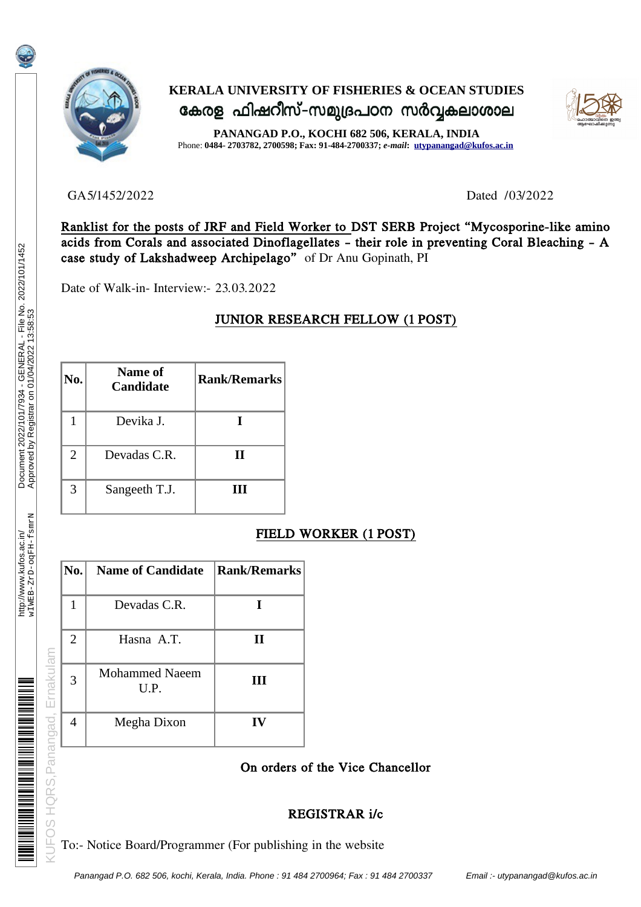**KERALA UNIVERSITY OF FISHERIES & OCEAN STUDIES**

**കേരള ഫിഷറീസ്-സമുദ്രപഠന സർവ്വകലാശാല**

**PANANGAD P.O., KOCHI 682 506, KERALA, INDIA**

Phone: **0484- 2703782, 2700598; Fax: 91-484-2700337;** ***e-mail*: utypanangad@kufos.ac.in**

GA5/1452/2022 Dated /03/2022

**Ranklist for the posts of JRF and Field Worker to DST SERB Project "Mycosporine-like amino acids from Corals and associated Dinoflagellates – their role in preventing Coral Bleaching – A case study of Lakshadweep Archipelago"** of Dr Anu Gopinath, PI

Date of Walk-in- Interview:- 23.03.2022

## JUNIOR RESEARCH FELLOW (1 POST)

| No. | Name of Candidate | Rank/Remarks |
|---|---|---|
| 1 | Devika J. | I |
| 2 | Devadas C.R. | II |
| 3 | Sangeeth T.J. | III |

## FIELD WORKER (1 POST)

| No. | Name of Candidate | Rank/Remarks |
|---|---|---|
| 1 | Devadas C.R. | I |
| 2 | Hasna A.T. | II |
| 3 | Mohammed Naeem U.P. | III |
| 4 | Megha Dixon | IV |

**On orders of the Vice Chancellor**

**REGISTRAR i/c**

To:- Notice Board/Programmer (For publishing in the website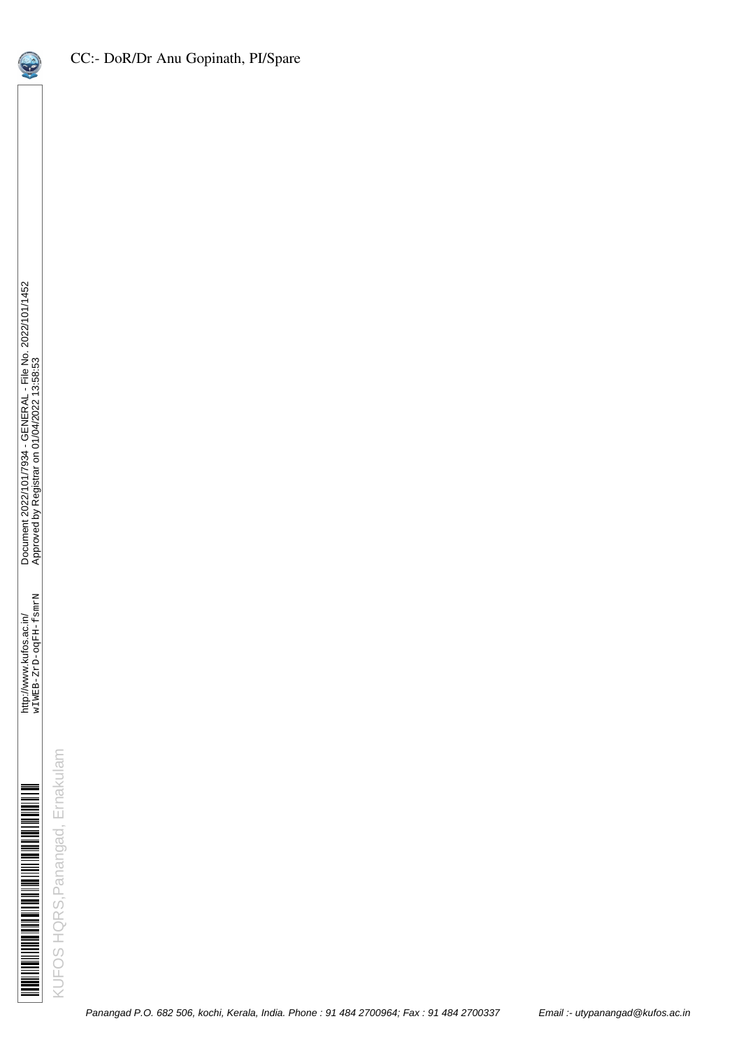CC:- DoR/Dr Anu Gopinath, PI/Spare